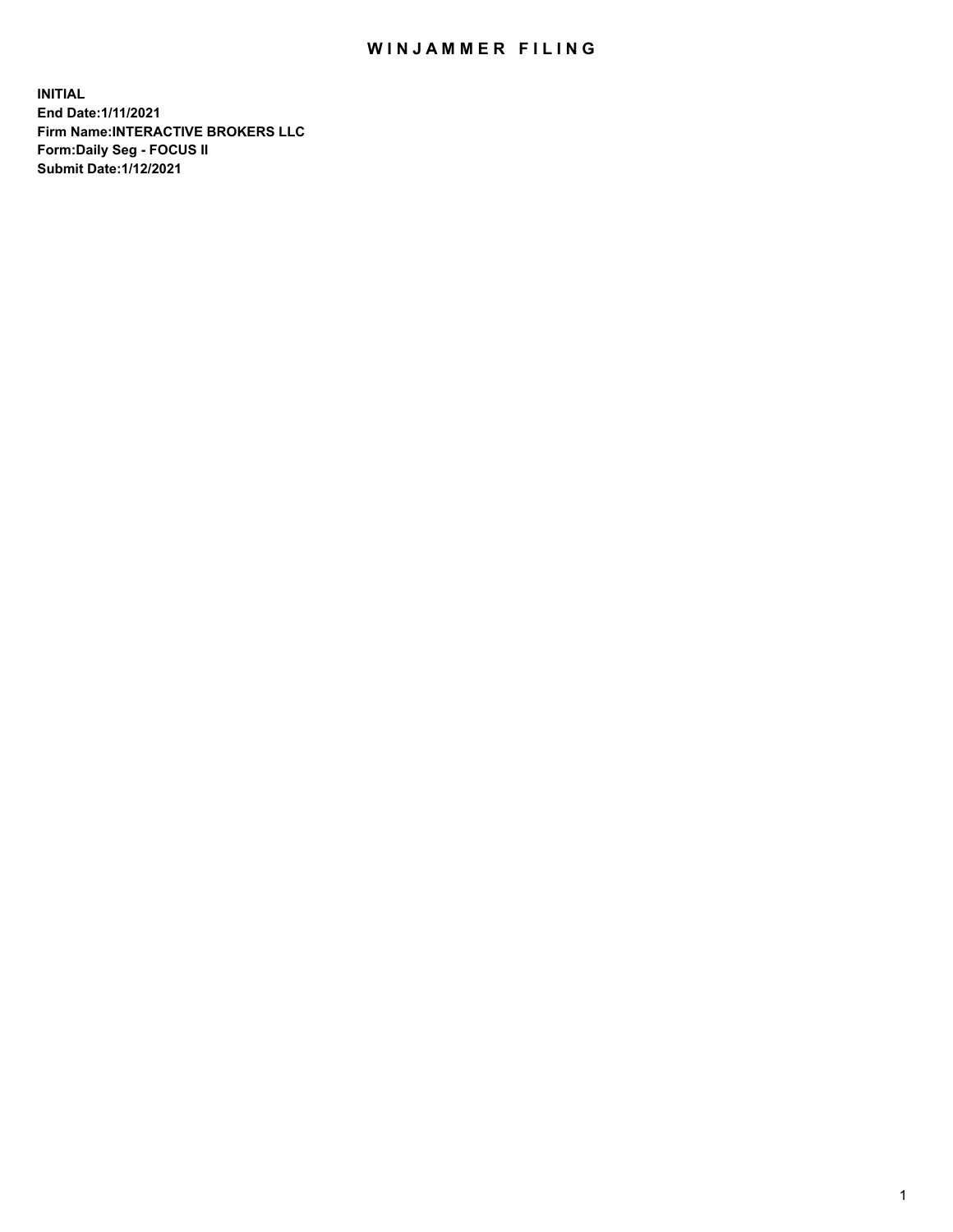# WINJAMMER FILING

**INITIAL**
**End Date:1/11/2021**
**Firm Name:INTERACTIVE BROKERS LLC**
**Form:Daily Seg - FOCUS II**
**Submit Date:1/12/2021**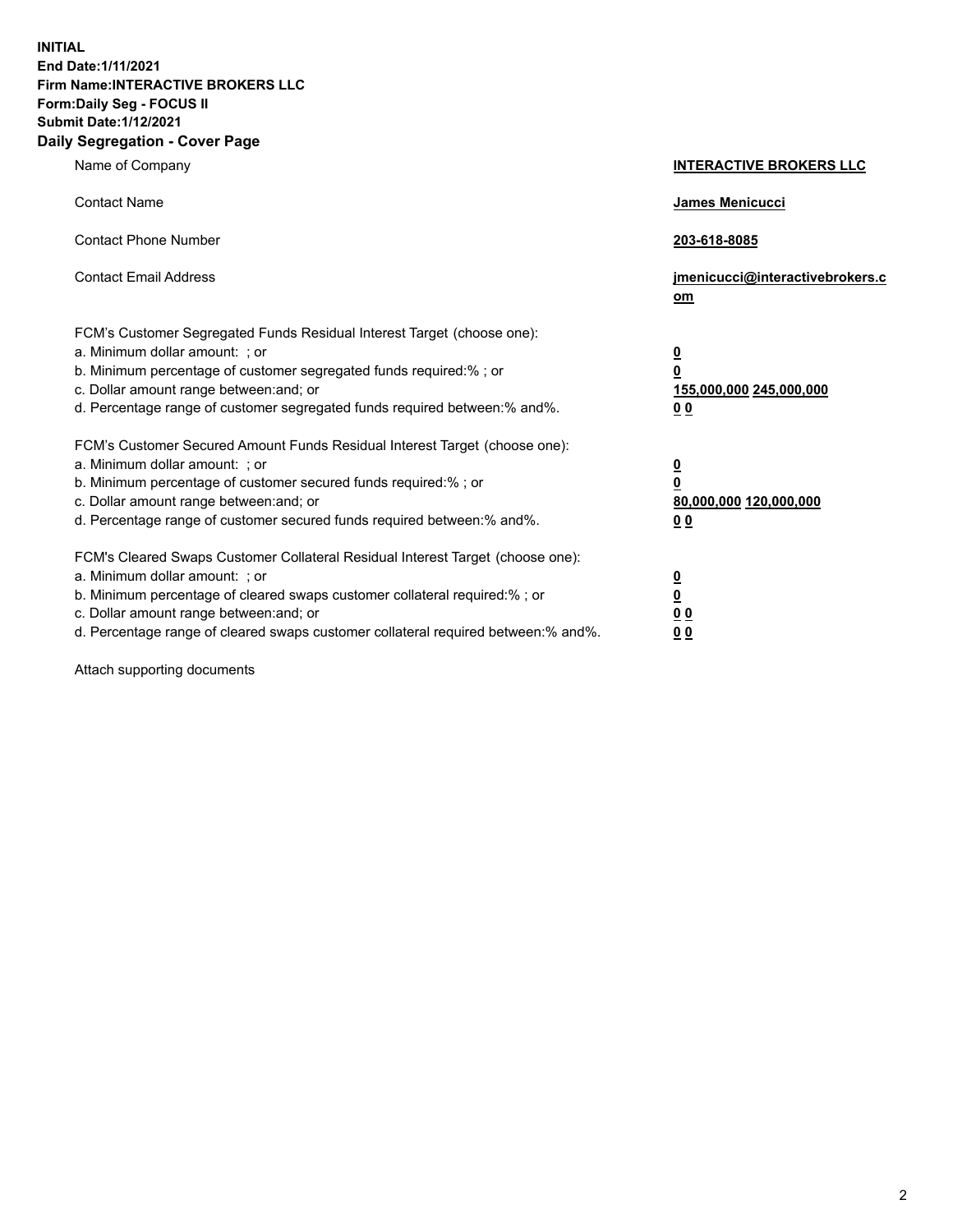**INITIAL**
**End Date:1/11/2021**
**Firm Name:INTERACTIVE BROKERS LLC**
**Form:Daily Seg - FOCUS II**
**Submit Date:1/12/2021**

## Daily Segregation - Cover Page

| | |
|---|---|
| Name of Company | **INTERACTIVE BROKERS LLC** |
| Contact Name | **James Menicucci** |
| Contact Phone Number | **203-618-8085** |
| Contact Email Address | **jmenicucci@interactivebrokers.com** |
| FCM's Customer Segregated Funds Residual Interest Target (choose one): | |
| a. Minimum dollar amount: ; or | **0** |
| b. Minimum percentage of customer segregated funds required:% ; or | **0** |
| c. Dollar amount range between:and; or | **155,000,000 245,000,000** |
| d. Percentage range of customer segregated funds required between:% and%. | **0 0** |
| FCM's Customer Secured Amount Funds Residual Interest Target (choose one): | |
| a. Minimum dollar amount: ; or | **0** |
| b. Minimum percentage of customer secured funds required:% ; or | **0** |
| c. Dollar amount range between:and; or | **80,000,000 120,000,000** |
| d. Percentage range of customer secured funds required between:% and%. | **0 0** |
| FCM's Cleared Swaps Customer Collateral Residual Interest Target (choose one): | |
| a. Minimum dollar amount: ; or | **0** |
| b. Minimum percentage of cleared swaps customer collateral required:% ; or | **0** |
| c. Dollar amount range between:and; or | **0 0** |
| d. Percentage range of cleared swaps customer collateral required between:% and%. | **0 0** |

Attach supporting documents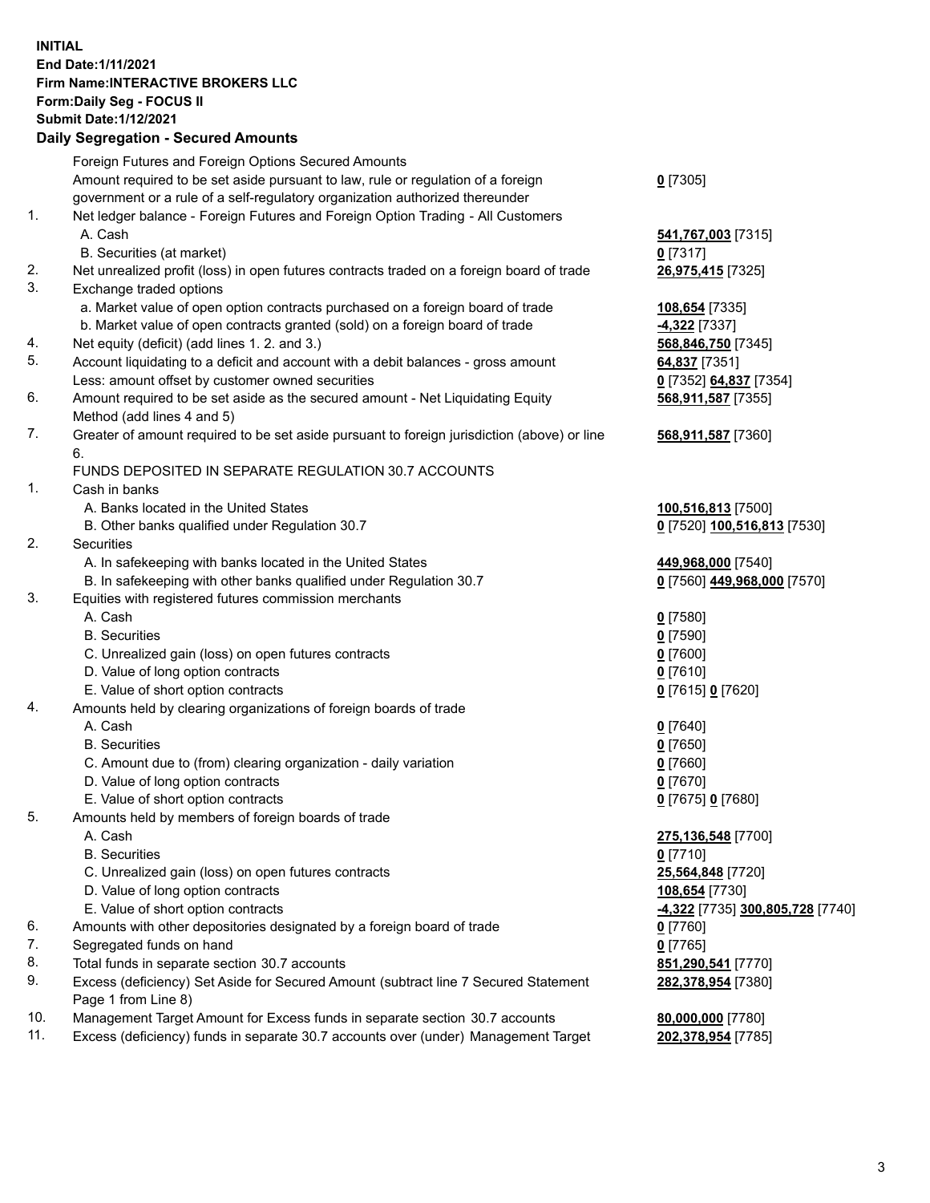**INITIAL**
**End Date:1/11/2021**
**Firm Name:INTERACTIVE BROKERS LLC**
**Form:Daily Seg - FOCUS II**
**Submit Date:1/12/2021**

**Daily Segregation - Secured Amounts**

| | | |
|---|---|---|
| | Foreign Futures and Foreign Options Secured Amounts | |
| | Amount required to be set aside pursuant to law, rule or regulation of a foreign government or a rule of a self-regulatory organization authorized thereunder | **0** [7305] |
| 1. | Net ledger balance - Foreign Futures and Foreign Option Trading - All Customers | |
| | A. Cash | **541,767,003** [7315] |
| | B. Securities (at market) | **0** [7317] |
| 2. | Net unrealized profit (loss) in open futures contracts traded on a foreign board of trade | **26,975,415** [7325] |
| 3. | Exchange traded options | |
| | a. Market value of open option contracts purchased on a foreign board of trade | **108,654** [7335] |
| | b. Market value of open contracts granted (sold) on a foreign board of trade | **-4,322** [7337] |
| 4. | Net equity (deficit) (add lines 1. 2. and 3.) | **568,846,750** [7345] |
| 5. | Account liquidating to a deficit and account with a debit balances - gross amount | **64,837** [7351] |
| | Less: amount offset by customer owned securities | **0** [7352] **64,837** [7354] |
| 6. | Amount required to be set aside as the secured amount - Net Liquidating Equity Method (add lines 4 and 5) | **568,911,587** [7355] |
| 7. | Greater of amount required to be set aside pursuant to foreign jurisdiction (above) or line 6. | **568,911,587** [7360] |
| | FUNDS DEPOSITED IN SEPARATE REGULATION 30.7 ACCOUNTS | |
| 1. | Cash in banks | |
| | A. Banks located in the United States | **100,516,813** [7500] |
| | B. Other banks qualified under Regulation 30.7 | **0** [7520] **100,516,813** [7530] |
| 2. | Securities | |
| | A. In safekeeping with banks located in the United States | **449,968,000** [7540] |
| | B. In safekeeping with other banks qualified under Regulation 30.7 | **0** [7560] **449,968,000** [7570] |
| 3. | Equities with registered futures commission merchants | |
| | A. Cash | **0** [7580] |
| | B. Securities | **0** [7590] |
| | C. Unrealized gain (loss) on open futures contracts | **0** [7600] |
| | D. Value of long option contracts | **0** [7610] |
| | E. Value of short option contracts | **0** [7615] **0** [7620] |
| 4. | Amounts held by clearing organizations of foreign boards of trade | |
| | A. Cash | **0** [7640] |
| | B. Securities | **0** [7650] |
| | C. Amount due to (from) clearing organization - daily variation | **0** [7660] |
| | D. Value of long option contracts | **0** [7670] |
| | E. Value of short option contracts | **0** [7675] **0** [7680] |
| 5. | Amounts held by members of foreign boards of trade | |
| | A. Cash | **275,136,548** [7700] |
| | B. Securities | **0** [7710] |
| | C. Unrealized gain (loss) on open futures contracts | **25,564,848** [7720] |
| | D. Value of long option contracts | **108,654** [7730] |
| | E. Value of short option contracts | **-4,322** [7735] **300,805,728** [7740] |
| 6. | Amounts with other depositories designated by a foreign board of trade | **0** [7760] |
| 7. | Segregated funds on hand | **0** [7765] |
| 8. | Total funds in separate section 30.7 accounts | **851,290,541** [7770] |
| 9. | Excess (deficiency) Set Aside for Secured Amount (subtract line 7 Secured Statement Page 1 from Line 8) | **282,378,954** [7380] |
| 10. | Management Target Amount for Excess funds in separate section 30.7 accounts | **80,000,000** [7780] |
| 11. | Excess (deficiency) funds in separate 30.7 accounts over (under) Management Target | **202,378,954** [7785] |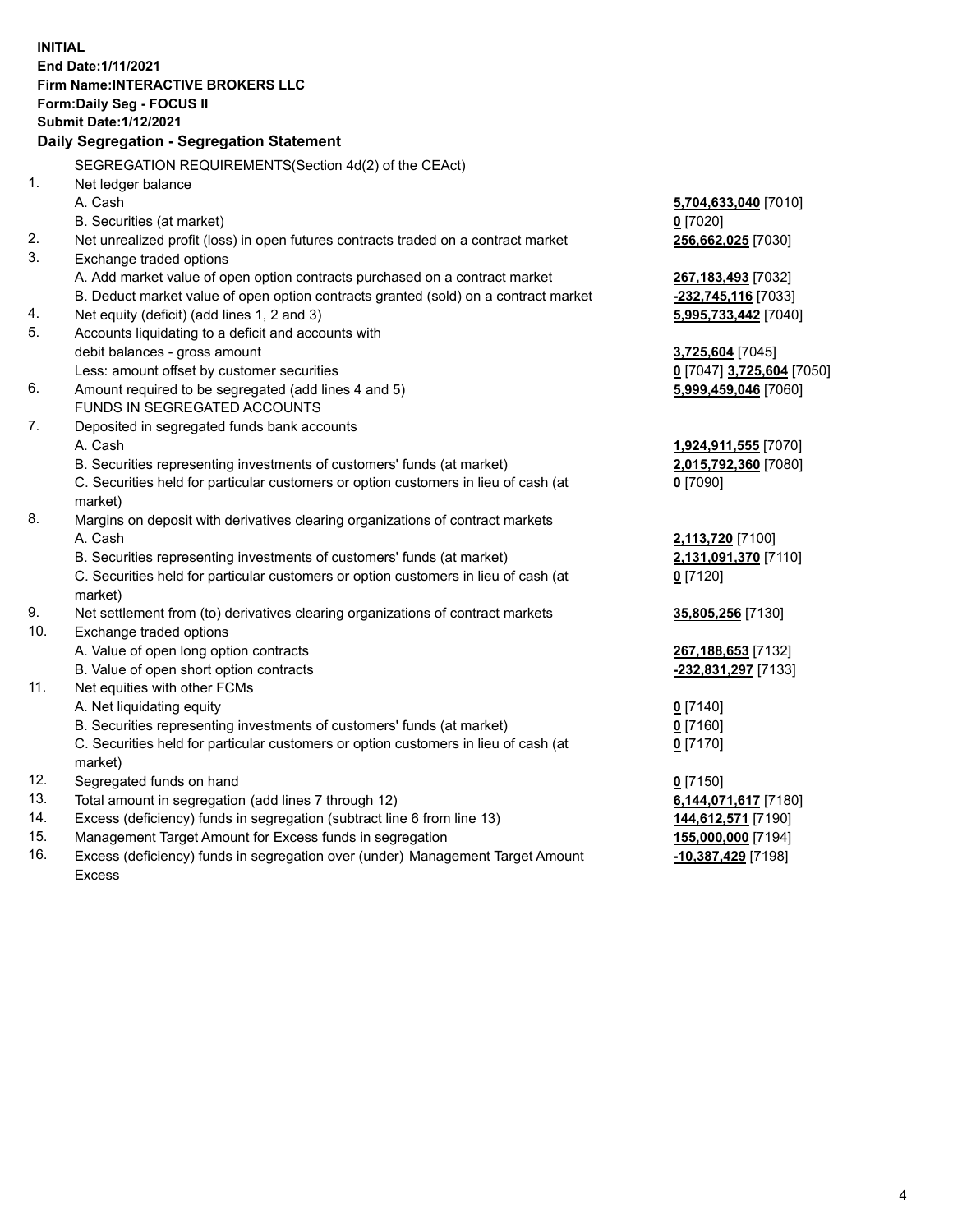**INITIAL**
**End Date:1/11/2021**
**Firm Name:INTERACTIVE BROKERS LLC**
**Form:Daily Seg - FOCUS II**
**Submit Date:1/12/2021**

**Daily Segregation - Segregation Statement**

| | | |
|---|---|---|
| | SEGREGATION REQUIREMENTS(Section 4d(2) of the CEAct) | |
| 1. | Net ledger balance | |
| | A. Cash | **5,704,633,040** [7010] |
| | B. Securities (at market) | **0** [7020] |
| 2. | Net unrealized profit (loss) in open futures contracts traded on a contract market | **256,662,025** [7030] |
| 3. | Exchange traded options | |
| | A. Add market value of open option contracts purchased on a contract market | **267,183,493** [7032] |
| | B. Deduct market value of open option contracts granted (sold) on a contract market | **-232,745,116** [7033] |
| 4. | Net equity (deficit) (add lines 1, 2 and 3) | **5,995,733,442** [7040] |
| 5. | Accounts liquidating to a deficit and accounts with | |
| | debit balances - gross amount | **3,725,604** [7045] |
| | Less: amount offset by customer securities | **0** [7047] **3,725,604** [7050] |
| 6. | Amount required to be segregated (add lines 4 and 5) | **5,999,459,046** [7060] |
| | FUNDS IN SEGREGATED ACCOUNTS | |
| 7. | Deposited in segregated funds bank accounts | |
| | A. Cash | **1,924,911,555** [7070] |
| | B. Securities representing investments of customers' funds (at market) | **2,015,792,360** [7080] |
| | C. Securities held for particular customers or option customers in lieu of cash (at market) | **0** [7090] |
| 8. | Margins on deposit with derivatives clearing organizations of contract markets | |
| | A. Cash | **2,113,720** [7100] |
| | B. Securities representing investments of customers' funds (at market) | **2,131,091,370** [7110] |
| | C. Securities held for particular customers or option customers in lieu of cash (at market) | **0** [7120] |
| 9. | Net settlement from (to) derivatives clearing organizations of contract markets | **35,805,256** [7130] |
| 10. | Exchange traded options | |
| | A. Value of open long option contracts | **267,188,653** [7132] |
| | B. Value of open short option contracts | **-232,831,297** [7133] |
| 11. | Net equities with other FCMs | |
| | A. Net liquidating equity | **0** [7140] |
| | B. Securities representing investments of customers' funds (at market) | **0** [7160] |
| | C. Securities held for particular customers or option customers in lieu of cash (at market) | **0** [7170] |
| 12. | Segregated funds on hand | **0** [7150] |
| 13. | Total amount in segregation (add lines 7 through 12) | **6,144,071,617** [7180] |
| 14. | Excess (deficiency) funds in segregation (subtract line 6 from line 13) | **144,612,571** [7190] |
| 15. | Management Target Amount for Excess funds in segregation | **155,000,000** [7194] |
| 16. | Excess (deficiency) funds in segregation over (under) Management Target Amount Excess | **-10,387,429** [7198] |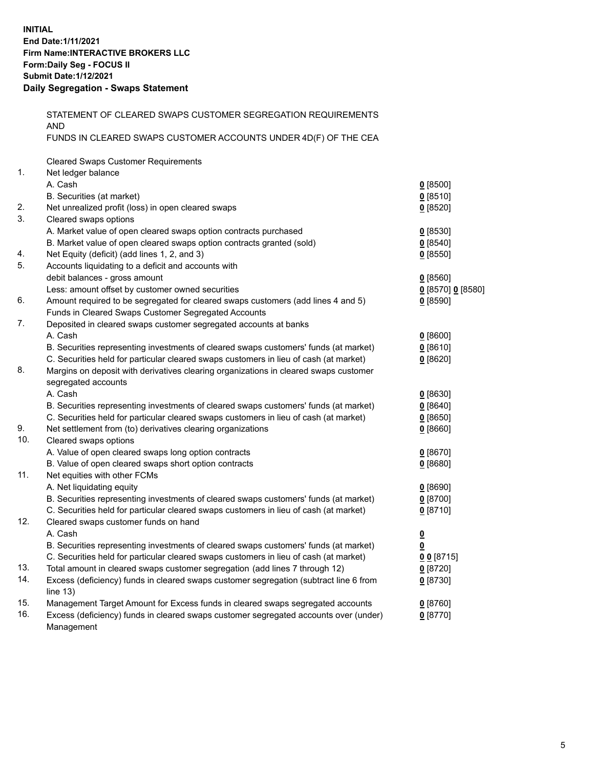**INITIAL**
**End Date:1/11/2021**
**Firm Name:INTERACTIVE BROKERS LLC**
**Form:Daily Seg - FOCUS II**
**Submit Date:1/12/2021**
**Daily Segregation - Swaps Statement**

STATEMENT OF CLEARED SWAPS CUSTOMER SEGREGATION REQUIREMENTS AND FUNDS IN CLEARED SWAPS CUSTOMER ACCOUNTS UNDER 4D(F) OF THE CEA

| | | |
|---|---|---|
| | Cleared Swaps Customer Requirements | |
| 1. | Net ledger balance | |
| | A. Cash | 0 [8500] |
| | B. Securities (at market) | 0 [8510] |
| 2. | Net unrealized profit (loss) in open cleared swaps | 0 [8520] |
| 3. | Cleared swaps options | |
| | A. Market value of open cleared swaps option contracts purchased | 0 [8530] |
| | B. Market value of open cleared swaps option contracts granted (sold) | 0 [8540] |
| 4. | Net Equity (deficit) (add lines 1, 2, and 3) | 0 [8550] |
| 5. | Accounts liquidating to a deficit and accounts with debit balances - gross amount | 0 [8560] |
| | Less: amount offset by customer owned securities | 0 [8570] 0 [8580] |
| 6. | Amount required to be segregated for cleared swaps customers (add lines 4 and 5) | 0 [8590] |
| | Funds in Cleared Swaps Customer Segregated Accounts | |
| 7. | Deposited in cleared swaps customer segregated accounts at banks | |
| | A. Cash | 0 [8600] |
| | B. Securities representing investments of cleared swaps customers' funds (at market) | 0 [8610] |
| | C. Securities held for particular cleared swaps customers in lieu of cash (at market) | 0 [8620] |
| 8. | Margins on deposit with derivatives clearing organizations in cleared swaps customer segregated accounts | |
| | A. Cash | 0 [8630] |
| | B. Securities representing investments of cleared swaps customers' funds (at market) | 0 [8640] |
| | C. Securities held for particular cleared swaps customers in lieu of cash (at market) | 0 [8650] |
| 9. | Net settlement from (to) derivatives clearing organizations | 0 [8660] |
| 10. | Cleared swaps options | |
| | A. Value of open cleared swaps long option contracts | 0 [8670] |
| | B. Value of open cleared swaps short option contracts | 0 [8680] |
| 11. | Net equities with other FCMs | |
| | A. Net liquidating equity | 0 [8690] |
| | B. Securities representing investments of cleared swaps customers' funds (at market) | 0 [8700] |
| | C. Securities held for particular cleared swaps customers in lieu of cash (at market) | 0 [8710] |
| 12. | Cleared swaps customer funds on hand | |
| | A. Cash | 0 |
| | B. Securities representing investments of cleared swaps customers' funds (at market) | 0 |
| | C. Securities held for particular cleared swaps customers in lieu of cash (at market) | 0 0 [8715] |
| 13. | Total amount in cleared swaps customer segregation (add lines 7 through 12) | 0 [8720] |
| 14. | Excess (deficiency) funds in cleared swaps customer segregation (subtract line 6 from line 13) | 0 [8730] |
| 15. | Management Target Amount for Excess funds in cleared swaps segregated accounts | 0 [8760] |
| 16. | Excess (deficiency) funds in cleared swaps customer segregated accounts over (under) Management | 0 [8770] |